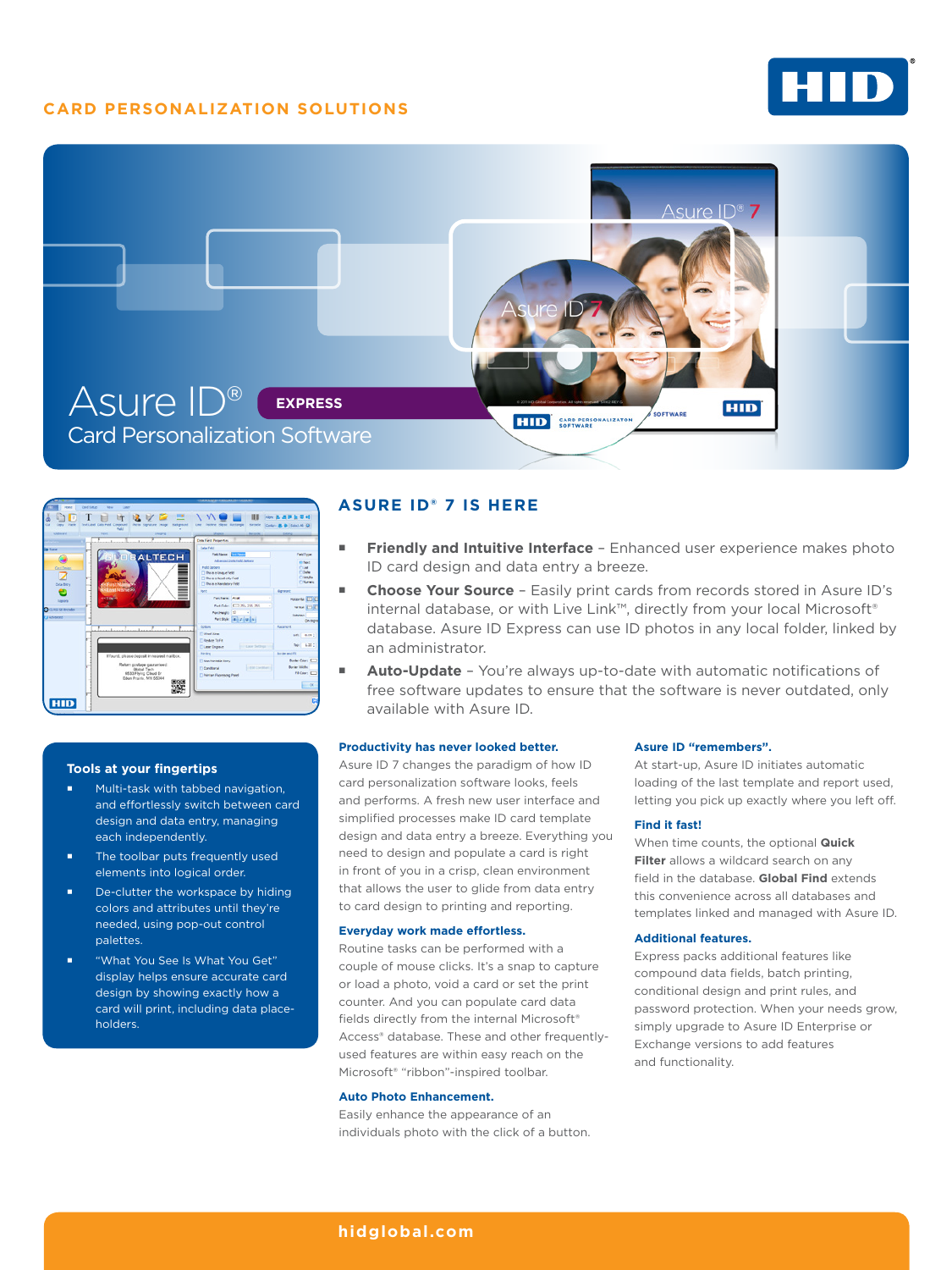CARD PERSONALIZATION SOLUTIONS

# Asure ID® EXPRESS

## Card Personalization Software

## ASURE ID® 7 IS HERE

- **Friendly and Intuitive Interface** – Enhanced user experience makes photo ID card design and data entry a breeze.
- **Choose Your Source** – Easily print cards from records stored in Asure ID's internal database, or with Live Link™, directly from your local Microsoft® database. Asure ID Express can use ID photos in any local folder, linked by an administrator.
- **Auto-Update** – You're always up-to-date with automatic notifications of free software updates to ensure that the software is never outdated, only available with Asure ID.

### Tools at your fingertips

- Multi-task with tabbed navigation, and effortlessly switch between card design and data entry, managing each independently.
- The toolbar puts frequently used elements into logical order.
- De-clutter the workspace by hiding colors and attributes until they're needed, using pop-out control palettes.
- "What You See Is What You Get" display helps ensure accurate card design by showing exactly how a card will print, including data place-holders.

### Productivity has never looked better.

Asure ID 7 changes the paradigm of how ID card personalization software looks, feels and performs. A fresh new user interface and simplified processes make ID card template design and data entry a breeze. Everything you need to design and populate a card is right in front of you in a crisp, clean environment that allows the user to glide from data entry to card design to printing and reporting.

### Everyday work made effortless.

Routine tasks can be performed with a couple of mouse clicks. It's a snap to capture or load a photo, void a card or set the print counter. And you can populate card data fields directly from the internal Microsoft® Access® database. These and other frequently-used features are within easy reach on the Microsoft® "ribbon"-inspired toolbar.

### Auto Photo Enhancement.

Easily enhance the appearance of an individuals photo with the click of a button.

### Asure ID "remembers".

At start-up, Asure ID initiates automatic loading of the last template and report used, letting you pick up exactly where you left off.

### Find it fast!

When time counts, the optional **Quick Filter** allows a wildcard search on any field in the database. **Global Find** extends this convenience across all databases and templates linked and managed with Asure ID.

### Additional features.

Express packs additional features like compound data fields, batch printing, conditional design and print rules, and password protection. When your needs grow, simply upgrade to Asure ID Enterprise or Exchange versions to add features and functionality.

hidglobal.com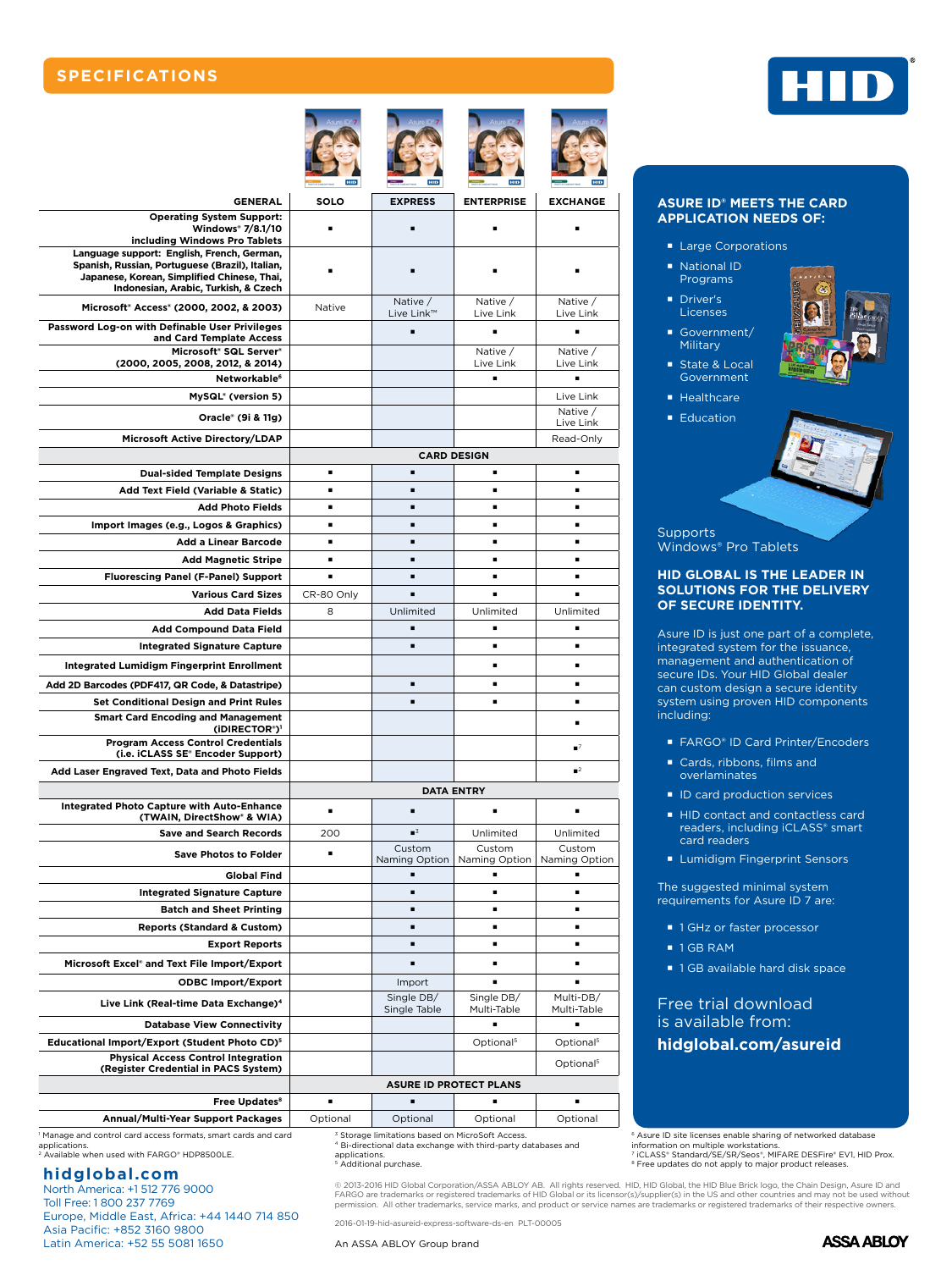## SPECIFICATIONS

| GENERAL | SOLO | EXPRESS | ENTERPRISE | EXCHANGE |
|---|---|---|---|---|
| Operating System Support: Windows® 7/8.1/10 including Windows Pro Tablets | ■ | ■ | ■ | ■ |
| Language support: English, French, German, Spanish, Russian, Portuguese (Brazil), Italian, Japanese, Korean, Simplified Chinese, Thai, Indonesian, Arabic, Turkish, & Czech | ■ | ■ | ■ | ■ |
| Microsoft® Access® (2000, 2002, & 2003) | Native | Native / Live Link™ | Native / Live Link | Native / Live Link |
| Password Log-on with Definable User Privileges and Card Template Access | | ■ | ■ | ■ |
| Microsoft® SQL Server® (2000, 2005, 2008, 2012, & 2014) | | | Native / Live Link | Native / Live Link |
| Networkable[6] | | | ■ | ■ |
| MySQL® (version 5) | | | | Live Link |
| Oracle® (9i & 11g) | | | | Native / Live Link |
| Microsoft Active Directory/LDAP | | | | Read-Only |
| **CARD DESIGN** | | | | |
| Dual-sided Template Designs | ■ | ■ | ■ | ■ |
| Add Text Field (Variable & Static) | ■ | ■ | ■ | ■ |
| Add Photo Fields | ■ | ■ | ■ | ■ |
| Import Images (e.g., Logos & Graphics) | ■ | ■ | ■ | ■ |
| Add a Linear Barcode | ■ | ■ | ■ | ■ |
| Add Magnetic Stripe | ■ | ■ | ■ | ■ |
| Fluorescing Panel (F-Panel) Support | ■ | ■ | ■ | ■ |
| Various Card Sizes | CR-80 Only | ■ | ■ | ■ |
| Add Data Fields | 8 | Unlimited | Unlimited | Unlimited |
| Add Compound Data Field | | ■ | ■ | ■ |
| Integrated Signature Capture | | ■ | ■ | ■ |
| Integrated Lumidigm Fingerprint Enrollment | | | ■ | ■ |
| Add 2D Barcodes (PDF417, QR Code, & Datastripe) | | ■ | ■ | ■ |
| Set Conditional Design and Print Rules | | ■ | ■ | ■ |
| Smart Card Encoding and Management (iDIRECTOR®)[1] | | | | ■ |
| Program Access Control Credentials (i.e. iCLASS SE® Encoder Support) | | | | ■[7] |
| Add Laser Engraved Text, Data and Photo Fields | | | | ■[2] |
| **DATA ENTRY** | | | | |
| Integrated Photo Capture with Auto-Enhance (TWAIN, DirectShow® & WIA) | ■ | ■ | ■ | ■ |
| Save and Search Records | 200 | ■[3] | Unlimited | Unlimited |
| Save Photos to Folder | ■ | Custom Naming Option | Custom Naming Option | Custom Naming Option |
| Global Find | | ■ | ■ | ■ |
| Integrated Signature Capture | | ■ | ■ | ■ |
| Batch and Sheet Printing | | ■ | ■ | ■ |
| Reports (Standard & Custom) | | ■ | ■ | ■ |
| Export Reports | | ■ | ■ | ■ |
| Microsoft Excel® and Text File Import/Export | | ■ | ■ | ■ |
| ODBC Import/Export | | Import | ■ | ■ |
| Live Link (Real-time Data Exchange)[4] | | Single DB/ Single Table | Single DB/ Multi-Table | Multi-DB/ Multi-Table |
| Database View Connectivity | | | ■ | ■ |
| Educational Import/Export (Student Photo CD)[5] | | | Optional[5] | Optional[5] |
| Physical Access Control Integration (Register Credential in PACS System) | | | | Optional[5] |
| **ASURE ID PROTECT PLANS** | | | | |
| Free Updates[8] | ■ | ■ | ■ | ■ |
| Annual/Multi-Year Support Packages | Optional | Optional | Optional | Optional |

[1] Manage and control card access formats, smart cards and card applications.
[2] Available when used with FARGO® HDP8500LE.
[3] Storage limitations based on MicroSoft Access.
[4] Bi-directional data exchange with third-party databases and applications.
[5] Additional purchase.
[6] Asure ID site licenses enable sharing of networked database information on multiple workstations.
[7] iCLASS® Standard/SE/SR/Seos®, MIFARE DESFire® EV1, HID Prox.
[8] Free updates do not apply to major product releases.

### ASURE ID® MEETS THE CARD APPLICATION NEEDS OF:

- Large Corporations
- National ID Programs
- Driver's Licenses
- Government/ Military
- State & Local Government
- Healthcare
- Education

Supports Windows® Pro Tablets

### HID GLOBAL IS THE LEADER IN SOLUTIONS FOR THE DELIVERY OF SECURE IDENTITY.

Asure ID is just one part of a complete, integrated system for the issuance, management and authentication of secure IDs. Your HID Global dealer can custom design a secure identity system using proven HID components including:

- FARGO® ID Card Printer/Encoders
- Cards, ribbons, films and overlaminates
- ID card production services
- HID contact and contactless card readers, including iCLASS® smart card readers
- Lumidigm Fingerprint Sensors

The suggested minimal system requirements for Asure ID 7 are:

- 1 GHz or faster processor
- 1 GB RAM
- 1 GB available hard disk space

Free trial download is available from:
**hidglobal.com/asureid**

**hidglobal.com**
North America: +1 512 776 9000
Toll Free: 1 800 237 7769
Europe, Middle East, Africa: +44 1440 714 850
Asia Pacific: +852 3160 9800
Latin America: +52 55 5081 1650

© 2013-2016 HID Global Corporation/ASSA ABLOY AB. All rights reserved. HID, HID Global, the HID Blue Brick logo, the Chain Design, Asure ID and FARGO are trademarks or registered trademarks of HID Global or its licensor(s)/supplier(s) in the US and other countries and may not be used without permission. All other trademarks, service marks, and product or service names are trademarks or registered trademarks of their respective owners.

2016-01-19-hid-asureid-express-software-ds-en PLT-00005

An ASSA ABLOY Group brand

ASSA ABLOY